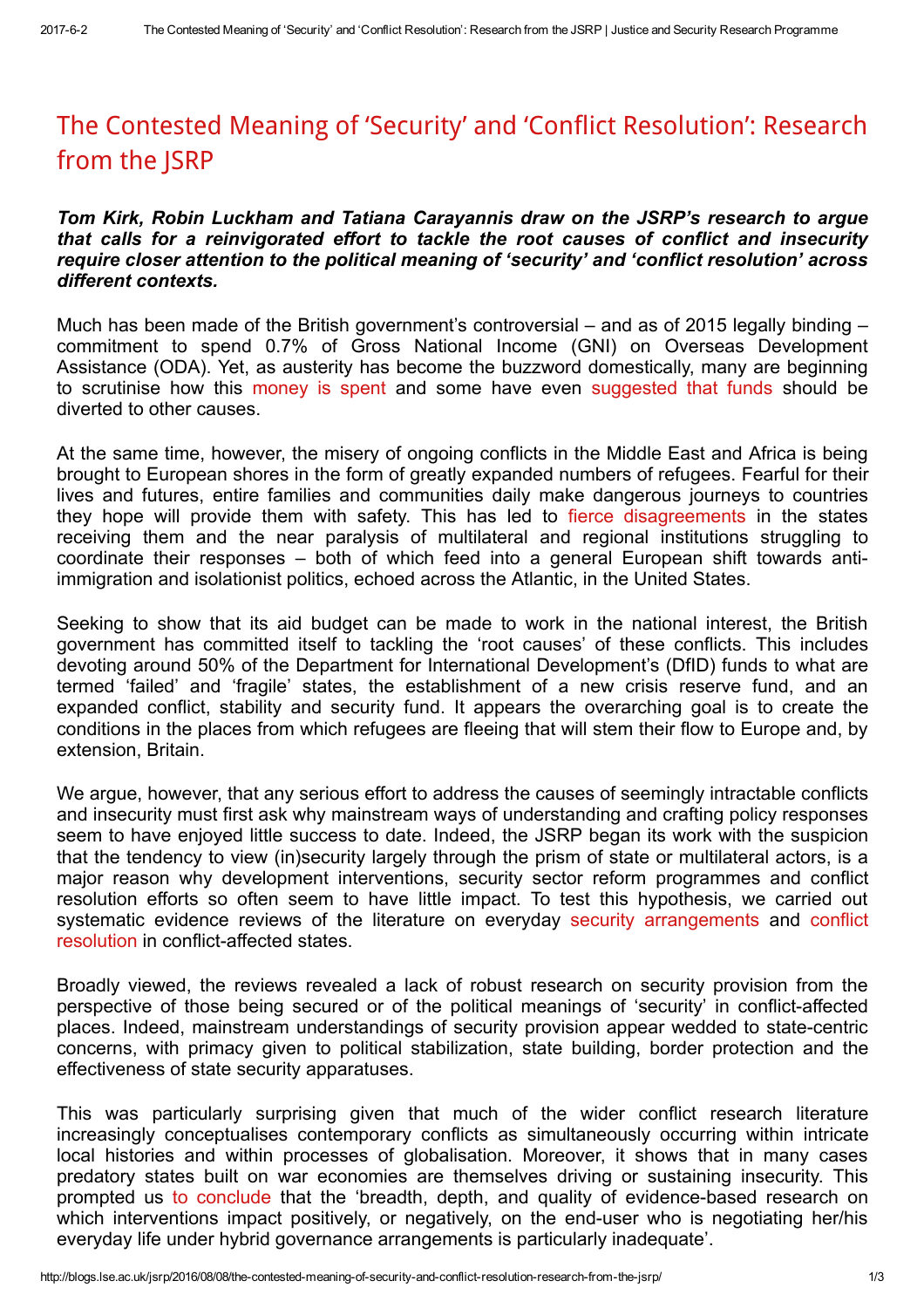# The Contested Meaning of 'Security' and 'Conflict Resolution': Research from the JSRP

***Tom Kirk, Robin Luckham and Tatiana Carayannis draw on the JSRP's research to argue that calls for a reinvigorated effort to tackle the root causes of conflict and insecurity require closer attention to the political meaning of 'security' and 'conflict resolution' across different contexts.***

Much has been made of the British government's controversial – and as of 2015 legally binding – commitment to spend 0.7% of Gross National Income (GNI) on Overseas Development Assistance (ODA). Yet, as austerity has become the buzzword domestically, many are beginning to scrutinise how this money is spent and some have even suggested that funds should be diverted to other causes.

At the same time, however, the misery of ongoing conflicts in the Middle East and Africa is being brought to European shores in the form of greatly expanded numbers of refugees. Fearful for their lives and futures, entire families and communities daily make dangerous journeys to countries they hope will provide them with safety. This has led to fierce disagreements in the states receiving them and the near paralysis of multilateral and regional institutions struggling to coordinate their responses – both of which feed into a general European shift towards anti-immigration and isolationist politics, echoed across the Atlantic, in the United States.

Seeking to show that its aid budget can be made to work in the national interest, the British government has committed itself to tackling the 'root causes' of these conflicts. This includes devoting around 50% of the Department for International Development's (DfID) funds to what are termed 'failed' and 'fragile' states, the establishment of a new crisis reserve fund, and an expanded conflict, stability and security fund. It appears the overarching goal is to create the conditions in the places from which refugees are fleeing that will stem their flow to Europe and, by extension, Britain.

We argue, however, that any serious effort to address the causes of seemingly intractable conflicts and insecurity must first ask why mainstream ways of understanding and crafting policy responses seem to have enjoyed little success to date. Indeed, the JSRP began its work with the suspicion that the tendency to view (in)security largely through the prism of state or multilateral actors, is a major reason why development interventions, security sector reform programmes and conflict resolution efforts so often seem to have little impact. To test this hypothesis, we carried out systematic evidence reviews of the literature on everyday security arrangements and conflict resolution in conflict-affected states.

Broadly viewed, the reviews revealed a lack of robust research on security provision from the perspective of those being secured or of the political meanings of 'security' in conflict-affected places. Indeed, mainstream understandings of security provision appear wedded to state-centric concerns, with primacy given to political stabilization, state building, border protection and the effectiveness of state security apparatuses.

This was particularly surprising given that much of the wider conflict research literature increasingly conceptualises contemporary conflicts as simultaneously occurring within intricate local histories and within processes of globalisation. Moreover, it shows that in many cases predatory states built on war economies are themselves driving or sustaining insecurity. This prompted us to conclude that the 'breadth, depth, and quality of evidence-based research on which interventions impact positively, or negatively, on the end-user who is negotiating her/his everyday life under hybrid governance arrangements is particularly inadequate'.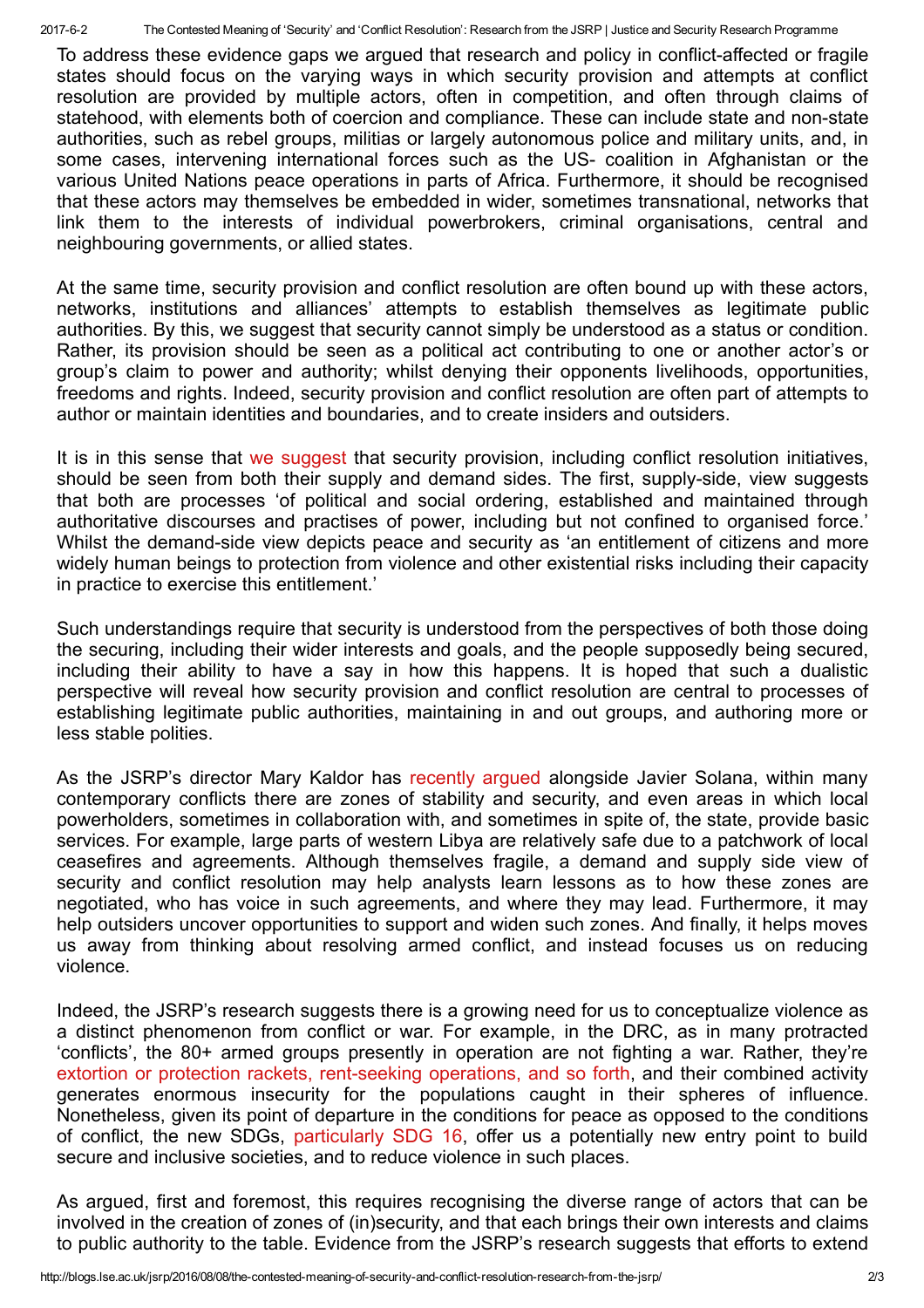To address these evidence gaps we argued that research and policy in conflict-affected or fragile states should focus on the varying ways in which security provision and attempts at conflict resolution are provided by multiple actors, often in competition, and often through claims of statehood, with elements both of coercion and compliance. These can include state and non-state authorities, such as rebel groups, militias or largely autonomous police and military units, and, in some cases, intervening international forces such as the US- coalition in Afghanistan or the various United Nations peace operations in parts of Africa. Furthermore, it should be recognised that these actors may themselves be embedded in wider, sometimes transnational, networks that link them to the interests of individual powerbrokers, criminal organisations, central and neighbouring governments, or allied states.

At the same time, security provision and conflict resolution are often bound up with these actors, networks, institutions and alliances' attempts to establish themselves as legitimate public authorities. By this, we suggest that security cannot simply be understood as a status or condition. Rather, its provision should be seen as a political act contributing to one or another actor's or group's claim to power and authority; whilst denying their opponents livelihoods, opportunities, freedoms and rights. Indeed, security provision and conflict resolution are often part of attempts to author or maintain identities and boundaries, and to create insiders and outsiders.

It is in this sense that we suggest that security provision, including conflict resolution initiatives, should be seen from both their supply and demand sides. The first, supply-side, view suggests that both are processes 'of political and social ordering, established and maintained through authoritative discourses and practises of power, including but not confined to organised force.' Whilst the demand-side view depicts peace and security as 'an entitlement of citizens and more widely human beings to protection from violence and other existential risks including their capacity in practice to exercise this entitlement.'

Such understandings require that security is understood from the perspectives of both those doing the securing, including their wider interests and goals, and the people supposedly being secured, including their ability to have a say in how this happens. It is hoped that such a dualistic perspective will reveal how security provision and conflict resolution are central to processes of establishing legitimate public authorities, maintaining in and out groups, and authoring more or less stable polities.

As the JSRP's director Mary Kaldor has recently argued alongside Javier Solana, within many contemporary conflicts there are zones of stability and security, and even areas in which local powerholders, sometimes in collaboration with, and sometimes in spite of, the state, provide basic services. For example, large parts of western Libya are relatively safe due to a patchwork of local ceasefires and agreements. Although themselves fragile, a demand and supply side view of security and conflict resolution may help analysts learn lessons as to how these zones are negotiated, who has voice in such agreements, and where they may lead. Furthermore, it may help outsiders uncover opportunities to support and widen such zones. And finally, it helps moves us away from thinking about resolving armed conflict, and instead focuses us on reducing violence.

Indeed, the JSRP's research suggests there is a growing need for us to conceptualize violence as a distinct phenomenon from conflict or war. For example, in the DRC, as in many protracted 'conflicts', the 80+ armed groups presently in operation are not fighting a war. Rather, they're extortion or protection rackets, rent-seeking operations, and so forth, and their combined activity generates enormous insecurity for the populations caught in their spheres of influence. Nonetheless, given its point of departure in the conditions for peace as opposed to the conditions of conflict, the new SDGs, particularly SDG 16, offer us a potentially new entry point to build secure and inclusive societies, and to reduce violence in such places.

As argued, first and foremost, this requires recognising the diverse range of actors that can be involved in the creation of zones of (in)security, and that each brings their own interests and claims to public authority to the table. Evidence from the JSRP's research suggests that efforts to extend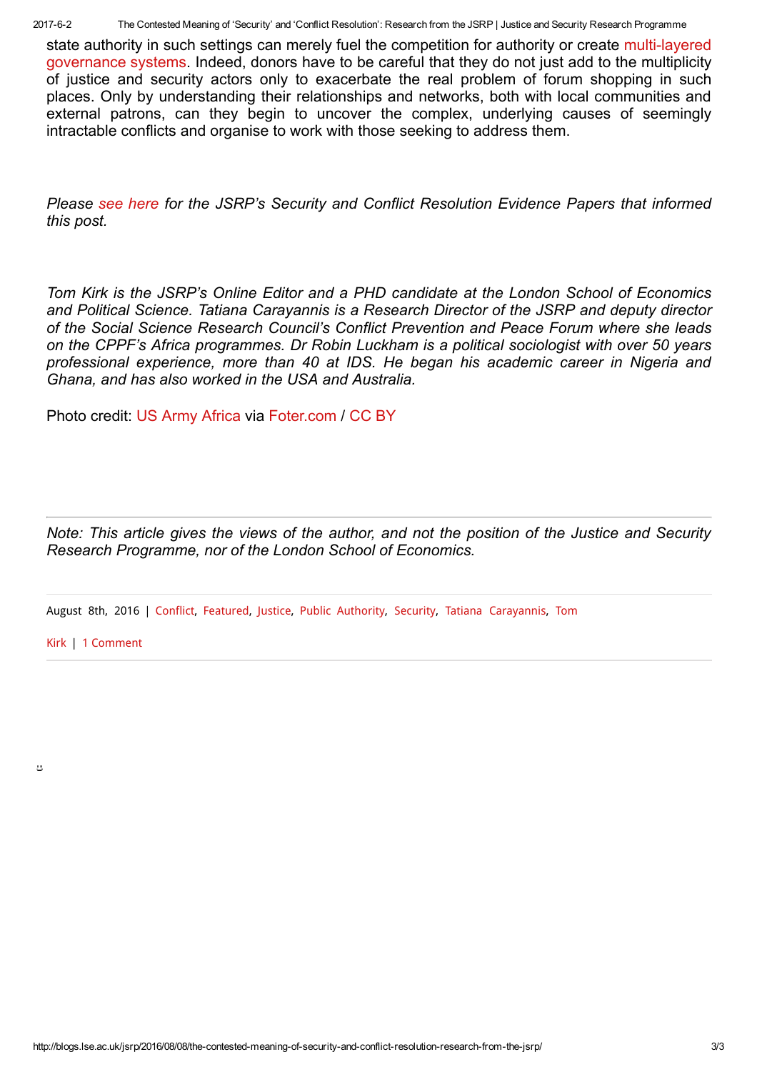state authority in such settings can merely fuel the competition for authority or create multi-layered governance systems. Indeed, donors have to be careful that they do not just add to the multiplicity of justice and security actors only to exacerbate the real problem of forum shopping in such places. Only by understanding their relationships and networks, both with local communities and external patrons, can they begin to uncover the complex, underlying causes of seemingly intractable conflicts and organise to work with those seeking to address them.

*Please see here for the JSRP's Security and Conflict Resolution Evidence Papers that informed this post.*

*Tom Kirk is the JSRP's Online Editor and a PHD candidate at the London School of Economics and Political Science. Tatiana Carayannis is a Research Director of the JSRP and deputy director of the Social Science Research Council's Conflict Prevention and Peace Forum where she leads on the CPPF's Africa programmes. Dr Robin Luckham is a political sociologist with over 50 years professional experience, more than 40 at IDS. He began his academic career in Nigeria and Ghana, and has also worked in the USA and Australia.*

Photo credit: US Army Africa via Foter.com / CC BY

---

*Note: This article gives the views of the author, and not the position of the Justice and Security Research Programme, nor of the London School of Economics.*

August 8th, 2016 | Conflict, Featured, Justice, Public Authority, Security, Tatiana Carayannis, Tom Kirk | 1 Comment